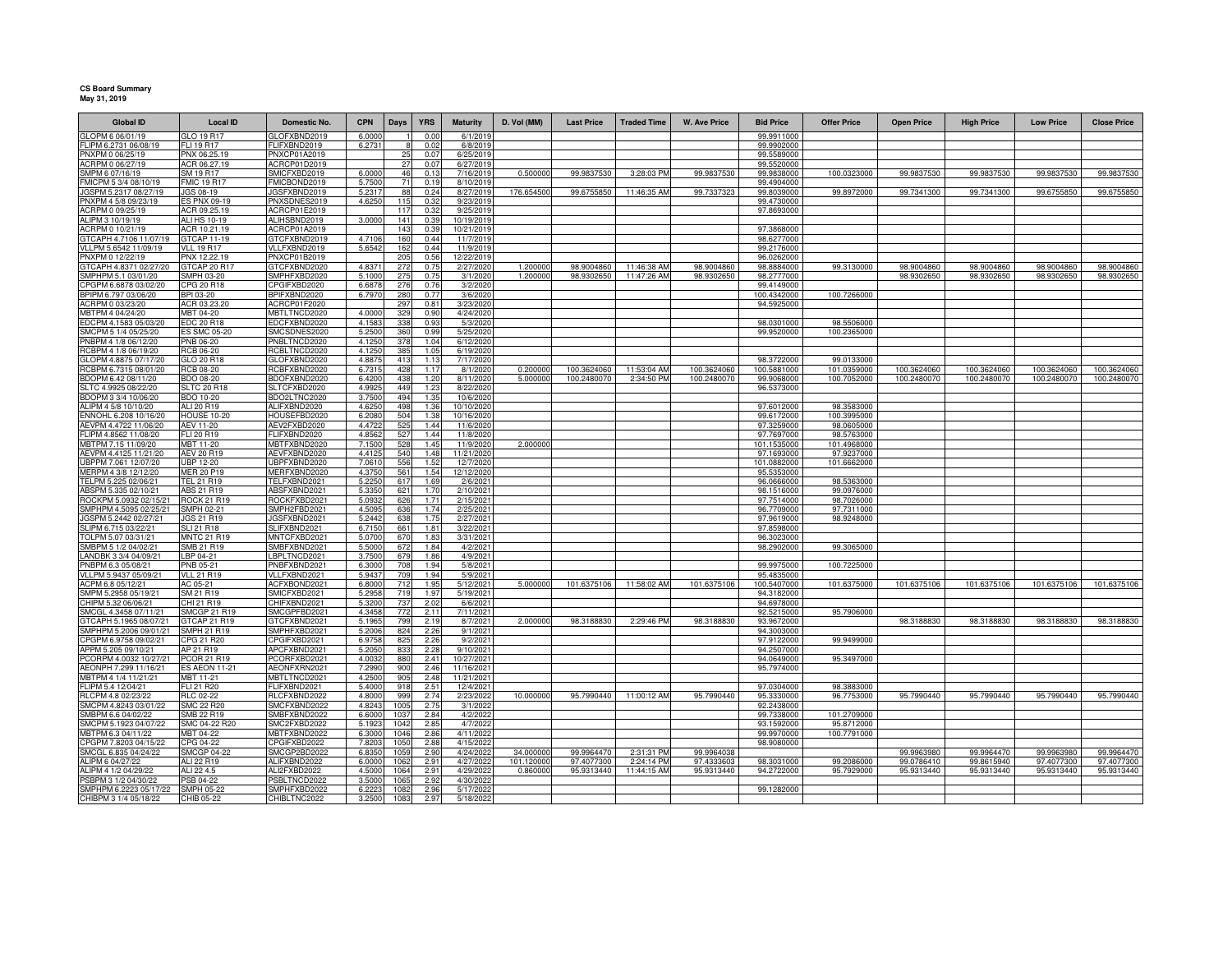**CS Board Summary**
**May 31, 2019**

| Global ID | Local ID | Domestic No. | CPN | Days | YRS | Maturity | D. Vol (MM) | Last Price | Traded Time | W. Ave Price | Bid Price | Offer Price | Open Price | High Price | Low Price | Close Price |
|---|---|---|---|---|---|---|---|---|---|---|---|---|---|---|---|---|
| GLOPM 6 06/01/19 | GLO 19 R17 | GLOFXBND2019 | 6.0000 | 1 | 0.00 | 6/1/2019 | | | | | 99.9911000 | | | | | |
| FLIPM 6.2731 06/08/19 | FLI 19 R17 | FLIFXBND2019 | 6.2731 | 8 | 0.02 | 6/8/2019 | | | | | 99.9902000 | | | | | |
| PNXPM 0 06/25/19 | PNX 06.25.19 | PNXCP01A2019 | | 25 | 0.07 | 6/25/2019 | | | | | 99.5589000 | | | | | |
| ACRPM 0 06/27/19 | ACR 06.27.19 | ACRCP01D2019 | | 27 | 0.07 | 6/27/2019 | | | | | 99.5520000 | | | | | |
| SMPM 6 07/16/19 | SM 19 R17 | SMICFXBD2019 | 6.0000 | 46 | 0.13 | 7/16/2019 | 0.500000 | 99.9837530 | 3:28:03 PM | 99.9837530 | 99.9838000 | 100.0323000 | 99.9837530 | 99.9837530 | 99.9837530 | 99.9837530 |
| FMICPM 5 3/4 08/10/19 | FMIC 19 R17 | FMICBOND2019 | 5.7500 | 71 | 0.19 | 8/10/2019 | | | | | 99.4904000 | | | | | |
| JGSPM 5.2317 08/27/19 | JGS 08-19 | JGSFXBND2019 | 5.2317 | 88 | 0.24 | 8/27/2019 | 176.654500 | 99.6755850 | 11:46:35 AM | 99.7337323 | 99.8039000 | 99.8972000 | 99.7341300 | 99.7341300 | 99.6755850 | 99.6755850 |
| PNXPM 4 5/8 09/23/19 | ES PNX 09-19 | PNXSDNES2019 | 4.6250 | 115 | 0.32 | 9/23/2019 | | | | | 99.4730000 | | | | | |
| ACRPM 0 09/25/19 | ACR 09.25.19 | ACRCP01E2019 | | 117 | 0.32 | 9/25/2019 | | | | | 97.8693000 | | | | | |
| ALIPM 3 10/19/19 | ALI HS 10-19 | ALIHSBND2019 | 3.0000 | 141 | 0.39 | 10/19/2019 | | | | | | | | | | |
| ACRPM 0 10/21/19 | ACR 10.21.19 | ACRCP01A2019 | | 143 | 0.39 | 10/21/2019 | | | | | 97.3868000 | | | | | |
| GTCAPH 4.7106 11/07/19 | GTCAP 11-19 | GTCFXBND2019 | 4.7106 | 160 | 0.44 | 11/7/2019 | | | | | 98.6277000 | | | | | |
| VLLPM 5.6542 11/09/19 | VLL 19 R17 | VLLFXBND2019 | 5.6542 | 162 | 0.44 | 11/9/2019 | | | | | 99.2176000 | | | | | |
| PNXPM 0 12/22/19 | PNX 12.22.19 | PNXCP01B2019 | | 205 | 0.56 | 12/22/2019 | | | | | 96.0262000 | | | | | |
| GTCAPH 4.8371 02/27/20 | GTCAP 20 R17 | GTCFXBND2020 | 4.8371 | 272 | 0.75 | 2/27/2020 | 1.200000 | 98.9004860 | 11:46:38 AM | 98.9004860 | 98.8884000 | 99.3130000 | 98.9004860 | 98.9004860 | 98.9004860 | 98.9004860 |
| SMPHPM 5.1 03/01/20 | SMPH 03-20 | SMPHFXBD2020 | 5.1000 | 275 | 0.75 | 3/1/2020 | 1.200000 | 98.9302650 | 11:47:26 AM | 98.9302650 | 98.2777000 | | 98.9302650 | 98.9302650 | 98.9302650 | 98.9302650 |
| CPGPM 6.6878 03/02/20 | CPG 20 R18 | CPGIFXBD2020 | 6.6878 | 276 | 0.76 | 3/2/2020 | | | | | 99.4149000 | | | | | |
| BPIPM 6.797 03/06/20 | BPI 03-20 | BPIFXBND2020 | 6.7970 | 280 | 0.77 | 3/6/2020 | | | | | 100.4342000 | 100.7266000 | | | | |
| ACRPM 0 03/23/20 | ACR 03.23.20 | ACRCP01F2020 | | 297 | 0.81 | 3/23/2020 | | | | | 94.5925000 | | | | | |
| MBTPM 4 04/24/20 | MBT 04-20 | MBTLTNCD2020 | 4.0000 | 329 | 0.90 | 4/24/2020 | | | | | | | | | | |
| EDCPM 4.1583 05/03/20 | EDC 20 R18 | EDCFXBND2020 | 4.1583 | 338 | 0.93 | 5/3/2020 | | | | | 98.0301000 | 98.5506000 | | | | |
| SMCPM 5 1/4 05/25/20 | ES SMC 05-20 | SMCSDNES2020 | 5.2500 | 360 | 0.99 | 5/25/2020 | | | | | 99.9520000 | 100.2365000 | | | | |
| PNBPM 4 1/8 06/12/20 | PNB 06-20 | PNBLTNCD2020 | 4.1250 | 378 | 1.04 | 6/12/2020 | | | | | | | | | | |
| RCBPM 4 1/8 06/19/20 | RCB 06-20 | RCBLTNCD2020 | 4.1250 | 385 | 1.05 | 6/19/2020 | | | | | | | | | | |
| GLOPM 4.8875 07/17/20 | GLO 20 R18 | GLOFXBND2020 | 4.8875 | 413 | 1.13 | 7/17/2020 | | | | | 98.3722000 | 99.0133000 | | | | |
| RCBPM 6.7315 08/01/20 | RCB 08-20 | RCBFXBND2020 | 6.7315 | 428 | 1.17 | 8/1/2020 | 0.200000 | 100.3624060 | 11:53:04 AM | 100.3624060 | 100.5881000 | 101.0359000 | 100.3624060 | 100.3624060 | 100.3624060 | 100.3624060 |
| BDOPM 6.42 08/11/20 | BDO 08-20 | BDOFXBND2020 | 6.4200 | 438 | 1.20 | 8/11/2020 | 5.000000 | 100.2480070 | 2:34:50 PM | 100.2480070 | 99.9068000 | 100.7052000 | 100.2480070 | 100.2480070 | 100.2480070 | 100.2480070 |
| SLTC 4.9925 08/22/20 | SLTC 20 R18 | SLTCFXBD2020 | 4.9925 | 449 | 1.23 | 8/22/2020 | | | | | 96.5373000 | | | | | |
| BDOPM 3 3/4 10/06/20 | BDO 10-20 | BDO2LTNC2020 | 3.7500 | 494 | 1.35 | 10/6/2020 | | | | | | | | | | |
| ALIPM 4 5/8 10/10/20 | ALI 20 R19 | ALIFXBND2020 | 4.6250 | 498 | 1.36 | 10/10/2020 | | | | | 97.6012000 | 98.3583000 | | | | |
| ENNOHL 6.208 10/16/20 | HOUSE 10-20 | HOUSEFBD2020 | 6.2080 | 504 | 1.38 | 10/16/2020 | | | | | 99.6172000 | 100.3995000 | | | | |
| AEVPM 4.4722 11/06/20 | AEV 11-20 | AEV2FXBD2020 | 4.4722 | 525 | 1.44 | 11/6/2020 | | | | | 97.3259000 | 98.0605000 | | | | |
| FLIPM 4.8562 11/08/20 | FLI 20 R19 | FLIFXBND2020 | 4.8562 | 527 | 1.44 | 11/8/2020 | | | | | 97.7697000 | 98.5763000 | | | | |
| MBTPM 7.15 11/09/20 | MBT 11-20 | MBTFXBND2020 | 7.1500 | 528 | 1.45 | 11/9/2020 | 2.000000 | | | | 101.1535000 | 101.4968000 | | | | |
| AEVPM 4.4125 11/21/20 | AEV 20 R19 | AEVFXBND2020 | 4.4125 | 540 | 1.48 | 11/21/2020 | | | | | 97.1693000 | 97.9237000 | | | | |
| UBPPM 7.061 12/07/20 | UBP 12-20 | UBPFXBND2020 | 7.0610 | 556 | 1.52 | 12/7/2020 | | | | | 101.0882000 | 101.6662000 | | | | |
| MERPM 4 3/8 12/12/20 | MER 20 P19 | MERFXBND2020 | 4.3750 | 561 | 1.54 | 12/12/2020 | | | | | 95.5353000 | | | | | |
| TELPM 5.225 02/06/21 | TEL 21 R19 | TELFXBND2021 | 5.2250 | 617 | 1.69 | 2/6/2021 | | | | | 96.0666000 | 98.5363000 | | | | |
| ABSPM 5.335 02/10/21 | ABS 21 R19 | ABSFXBND2021 | 5.3350 | 621 | 1.70 | 2/10/2021 | | | | | 98.1516000 | 99.0976000 | | | | |
| ROCKPM 5.0932 02/15/21 | ROCK 21 R19 | ROCKFXBD2021 | 5.0932 | 626 | 1.71 | 2/15/2021 | | | | | 97.7514000 | 98.7026000 | | | | |
| SMPHPM 4.5095 02/25/21 | SMPH 02-21 | SMPH2FBD2021 | 4.5095 | 636 | 1.74 | 2/25/2021 | | | | | 96.7709000 | 97.7311000 | | | | |
| JGSPM 5.2442 02/27/21 | JGS 21 R19 | JGSFXBND2021 | 5.2442 | 638 | 1.75 | 2/27/2021 | | | | | 97.9619000 | 98.9248000 | | | | |
| SLIPM 6.715 03/22/21 | SLI 21 R18 | SLIFXBND2021 | 6.7150 | 661 | 1.81 | 3/22/2021 | | | | | 97.8598000 | | | | | |
| TOLPM 5.07 03/31/21 | MNTC 21 R19 | MNTCFXBD2021 | 5.0700 | 670 | 1.83 | 3/31/2021 | | | | | 96.3023000 | | | | | |
| SMBPM 5 1/2 04/02/21 | SMB 21 R19 | SMBFXBND2021 | 5.5000 | 672 | 1.84 | 4/2/2021 | | | | | 98.2902000 | 99.3065000 | | | | |
| LANDBK 3 3/4 04/09/21 | LBP 04-21 | LBPLTNCD2021 | 3.7500 | 679 | 1.86 | 4/9/2021 | | | | | | | | | | |
| PNBPM 6.3 05/08/21 | PNB 05-21 | PNBFXBND2021 | 6.3000 | 708 | 1.94 | 5/8/2021 | | | | | 99.9975000 | 100.7225000 | | | | |
| VLLPM 5.9437 05/09/21 | VLL 21 R19 | VLLFXBND2021 | 5.9437 | 709 | 1.94 | 5/9/2021 | | | | | 95.4835000 | | | | | |
| ACPM 6.8 05/12/21 | AC 05-21 | ACFXBOND2021 | 6.8000 | 712 | 1.95 | 5/12/2021 | 5.000000 | 101.6375106 | 11:58:02 AM | 101.6375106 | 100.5407000 | 101.6375000 | 101.6375106 | 101.6375106 | 101.6375106 | 101.6375106 |
| SMPM 5.2958 05/19/21 | SM 21 R19 | SMICFXBD2021 | 5.2958 | 719 | 1.97 | 5/19/2021 | | | | | 94.3182000 | | | | | |
| CHIPM 5.32 06/06/21 | CHI 21 R19 | CHIFXBND2021 | 5.3200 | 737 | 2.02 | 6/6/2021 | | | | | 94.6978000 | | | | | |
| SMCGL 4.3458 07/11/21 | SMCGP 21 R19 | SMCGPFBD2021 | 4.3458 | 772 | 2.11 | 7/11/2021 | | | | | 92.5215000 | 95.7906000 | | | | |
| GTCAPH 5.1965 08/07/21 | GTCAP 21 R19 | GTCFXBND2021 | 5.1965 | 799 | 2.19 | 8/7/2021 | 2.000000 | 98.3188830 | 2:29:46 PM | 98.3188830 | 93.9672000 | | 98.3188830 | 98.3188830 | 98.3188830 | 98.3188830 |
| SMPHPM 5.2006 09/01/21 | SMPH 21 R19 | SMPHFXBD2021 | 5.2006 | 824 | 2.26 | 9/1/2021 | | | | | 94.3003000 | | | | | |
| CPGPM 6.9758 09/02/21 | CPG 21 R20 | CPGIFXBD2021 | 6.9758 | 825 | 2.26 | 9/2/2021 | | | | | 97.9122000 | 99.9499000 | | | | |
| APPM 5.205 09/10/21 | AP 21 R19 | APCFXBND2021 | 5.2050 | 833 | 2.28 | 9/10/2021 | | | | | 94.2507000 | | | | | |
| PCORPM 4.0032 10/27/21 | PCOR 21 R19 | PCORFXBD2021 | 4.0032 | 880 | 2.41 | 10/27/2021 | | | | | 94.0649000 | 95.3497000 | | | | |
| AEONPH 7.299 11/16/21 | ES AEON 11-21 | AEONFXRN2021 | 7.2990 | 900 | 2.46 | 11/16/2021 | | | | | 95.7974000 | | | | | |
| MBTPM 4 1/4 11/21/21 | MBT 11-21 | MBTLTNCD2021 | 4.2500 | 905 | 2.48 | 11/21/2021 | | | | | | | | | | |
| FLIPM 5.4 12/04/21 | FLI 21 R20 | FLIFXBND2021 | 5.4000 | 918 | 2.51 | 12/4/2021 | | | | | 97.0304000 | 98.3883000 | | | | |
| RLCPM 4.8 02/23/22 | RLC 02-22 | RLCFXBND2022 | 4.8000 | 999 | 2.74 | 2/23/2022 | 10.000000 | 95.7990440 | 11:00:12 AM | 95.7990440 | 95.3330000 | 96.7753000 | 95.7990440 | 95.7990440 | 95.7990440 | 95.7990440 |
| SMCPM 4.8243 03/01/22 | SMC 22 R20 | SMCFXBND2022 | 4.8243 | 1005 | 2.75 | 3/1/2022 | | | | | 92.2438000 | | | | | |
| SMBPM 6.6 04/02/22 | SMB 22 R19 | SMBFXBND2022 | 6.6000 | 1037 | 2.84 | 4/2/2022 | | | | | 99.7338000 | 101.2709000 | | | | |
| SMCPM 5.1923 04/07/22 | SMC 04-22 R20 | SMC2FXBD2022 | 5.1923 | 1042 | 2.85 | 4/7/2022 | | | | | 93.1592000 | 95.8712000 | | | | |
| MBTPM 6.3 04/11/22 | MBT 04-22 | MBTFXBND2022 | 6.3000 | 1046 | 2.86 | 4/11/2022 | | | | | 99.9970000 | 100.7791000 | | | | |
| CPGPM 7.8203 04/15/22 | CPG 04-22 | CPGIFXBD2022 | 7.8203 | 1050 | 2.88 | 4/15/2022 | | | | | 98.9080000 | | | | | |
| SMCGL 6.835 04/24/22 | SMCGP 04-22 | SMCGP2BD2022 | 6.8350 | 1059 | 2.90 | 4/24/2022 | 34.000000 | 99.9964470 | 2:31:31 PM | 99.9964038 | | | 99.9963980 | 99.9964470 | 99.9963980 | 99.9964470 |
| ALIPM 6 04/27/22 | ALI 22 R19 | ALIFXBND2022 | 6.0000 | 1062 | 2.91 | 4/27/2022 | 101.120000 | 97.4077300 | 2:24:14 PM | 97.4333603 | 98.3031000 | 99.2086000 | 99.0786410 | 99.8615940 | 97.4077300 | 97.4077300 |
| ALIPM 4 1/2 04/29/22 | ALI 22 4.5 | ALI2FXBD2022 | 4.5000 | 1064 | 2.91 | 4/29/2022 | 0.860000 | 95.9313440 | 11:44:15 AM | 95.9313440 | 94.2722000 | 95.7929000 | 95.9313440 | 95.9313440 | 95.9313440 | 95.9313440 |
| PSBPM 3 1/2 04/30/22 | PSB 04-22 | PSBLTNCD2022 | 3.5000 | 1065 | 2.92 | 4/30/2022 | | | | | | | | | | |
| SMPHPM 6.2223 05/17/22 | SMPH 05-22 | SMPHFXBD2022 | 6.2223 | 1082 | 2.96 | 5/17/2022 | | | | | 99.1282000 | | | | | |
| CHIBPM 3 1/4 05/18/22 | CHIB 05-22 | CHIBLTNC2022 | 3.2500 | 1083 | 2.97 | 5/18/2022 | | | | | | | | | | |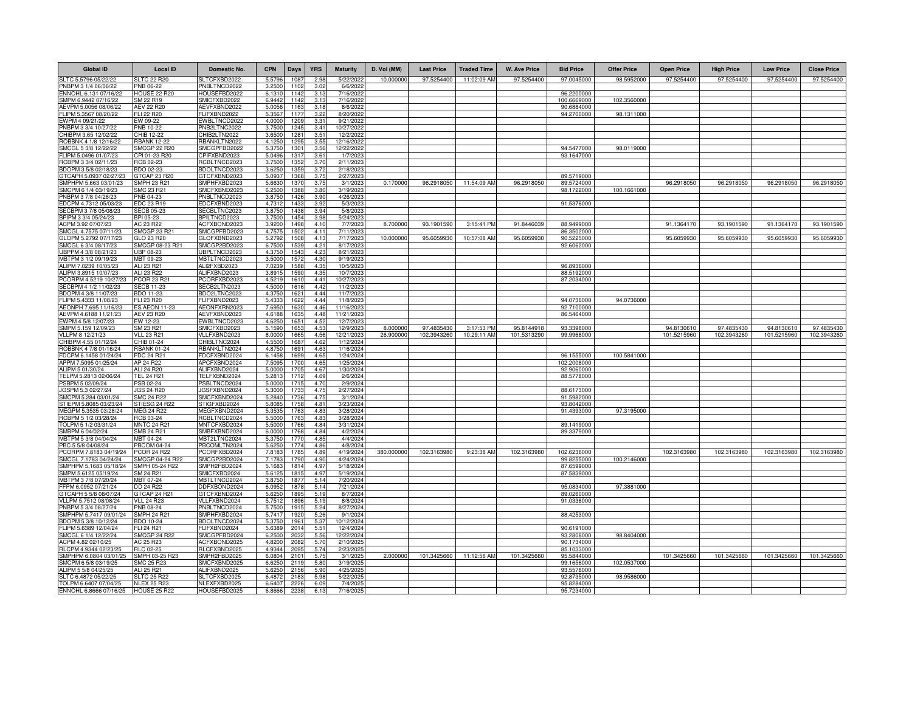| Global ID | Local ID | Domestic No. | CPN | Days | YRS | Maturity | D. Vol (MM) | Last Price | Traded Time | W. Ave Price | Bid Price | Offer Price | Open Price | High Price | Low Price | Close Price |
|---|---|---|---|---|---|---|---|---|---|---|---|---|---|---|---|---|
| SLTC 5.5796 05/22/22 | SLTC 22 R20 | SLTCFXBD2022 | 5.5796 | 1087 | 2.98 | 5/22/2022 | 10.000000 | 97.5254400 | 11:02:09 AM | 97.5254400 | 97.0045000 | 98.5952000 | 97.5254400 | 97.5254400 | 97.5254400 | 97.5254400 |
| PNBPM 3 1/4 06/06/22 | PNB 06-22 | PNBLTNCD2022 | 3.2500 | 1102 | 3.02 | 6/6/2022 | | | | | | | | | | |
| ENNOHL 6.131 07/16/22 | HOUSE 22 R20 | HOUSEFBD2022 | 6.1310 | 1142 | 3.13 | 7/16/2022 | | | | | 96.2200000 | | | | | |
| SMPM 6.9442 07/16/22 | SM 22 R19 | SMICFXBD2022 | 6.9442 | 1142 | 3.13 | 7/16/2022 | | | | | 100.6669000 | 102.3560000 | | | | |
| AEVPM 5.0056 08/06/22 | AEV 22 R20 | AEVFXBND2022 | 5.0056 | 1163 | 3.18 | 8/6/2022 | | | | | 90.6884000 | | | | | |
| FLIPM 5.3567 08/20/22 | FLI 22 R20 | FLIFXBND2022 | 5.3567 | 1177 | 3.22 | 8/20/2022 | | | | | 94.2700000 | 98.1311000 | | | | |
| EWPM 4 09/21/22 | EW 09-22 | EWBLTNCD2022 | 4.0000 | 1209 | 3.31 | 9/21/2022 | | | | | | | | | | |
| PNBPM 3 3/4 10/27/22 | PNB 10-22 | PNB2LTNC2022 | 3.7500 | 1245 | 3.41 | 10/27/2022 | | | | | | | | | | |
| CHIBPM 3.65 12/02/22 | CHIB 12-22 | CHIB2LTN2022 | 3.6500 | 1281 | 3.51 | 12/2/2022 | | | | | | | | | | |
| ROBBNK 4 1/8 12/16/22 | RBANK 12-22 | RBANKLTN2022 | 4.1250 | 1295 | 3.55 | 12/16/2022 | | | | | | | | | | |
| SMCGL 5 3/8 12/22/22 | SMCGP 22 R20 | SMCGPFBD2022 | 5.3750 | 1301 | 3.56 | 12/22/2022 | | | | | 94.5477000 | 98.0119000 | | | | |
| FLIPM 5.0496 01/07/23 | CPI 01-23 R20 | CPIFXBND2023 | 5.0496 | 1317 | 3.61 | 1/7/2023 | | | | | 93.1647000 | | | | | |
| RCBPM 3 3/4 02/11/23 | RCB 02-23 | RCBLTNCD2023 | 3.7500 | 1352 | 3.70 | 2/11/2023 | | | | | | | | | | |
| BDOPM 3 5/8 02/18/23 | BDO 02-23 | BDOLTNCD2023 | 3.6250 | 1359 | 3.72 | 2/18/2023 | | | | | | | | | | |
| GTCAPH 5.0937 02/27/23 | GTCAP 23 R20 | GTCFXBND2023 | 5.0937 | 1368 | 3.75 | 2/27/2023 | | | | | 89.5719000 | | | | | |
| SMPHPM 5.663 03/01/23 | SMPH 23 R21 | SMPHFXBD2023 | 5.6630 | 1370 | 3.75 | 3/1/2023 | 0.170000 | 96.2918050 | 11:54:09 AM | 96.2918050 | 89.5724000 | | 96.2918050 | 96.2918050 | 96.2918050 | 96.2918050 |
| SMCPM 6 1/4 03/19/23 | SMC 23 R21 | SMCFXBND2023 | 6.2500 | 1388 | 3.80 | 3/19/2023 | | | | | 98.1722000 | 100.1661000 | | | | |
| PNBPM 3 7/8 04/26/23 | PNB 04-23 | PNBLTNCD2023 | 3.8750 | 1426 | 3.90 | 4/26/2023 | | | | | | | | | | |
| EDCPM 4.7312 05/03/23 | EDC 23 R19 | EDCFXBND2023 | 4.7312 | 1433 | 3.92 | 5/3/2023 | | | | | 91.5376000 | | | | | |
| SECBPM 3 7/8 05/08/23 | SECB 05-23 | SECBLTNC2023 | 3.8750 | 1438 | 3.94 | 5/8/2023 | | | | | | | | | | |
| BPIPM 3 3/4 05/24/23 | BPI 05-23 | BPILTNCD2023 | 3.7500 | 1454 | 3.98 | 5/24/2023 | | | | | | | | | | |
| ACPM 3.92 07/07/23 | AC 23 R22 | ACFXBOND2023 | 3.9200 | 1498 | 4.10 | 7/7/2023 | 8.700000 | 93.1901590 | 3:15:41 PM | 91.8446039 | 88.9499000 | | 91.1364170 | 93.1901590 | 91.1364170 | 93.1901590 |
| SMCGL 4.7575 07/11/23 | SMCGP 23 R21 | SMCGPFBD2023 | 4.7575 | 1502 | 4.11 | 7/11/2023 | | | | | 86.3502000 | | | | | |
| GLOPM 5.2792 07/17/23 | GLO 23 R20 | GLOFXBND2023 | 5.2792 | 1508 | 4.13 | 7/17/2023 | 10.000000 | 95.6059930 | 10:57:08 AM | 95.6059930 | 90.5225000 | | 95.6059930 | 95.6059930 | 95.6059930 | 95.6059930 |
| SMCGL 6 3/4 08/17/23 | SMCGP 08-23 R21 | SMCGP2BD2023 | 6.7500 | 1539 | 4.21 | 8/17/2023 | | | | | 92.6062000 | | | | | |
| UBPPM 4 3/8 08/21/23 | UBP 08-23 | UBPLTNCD2023 | 4.3750 | 1543 | 4.23 | 8/21/2023 | | | | | | | | | | |
| MBTPM 3 1/2 09/19/23 | MBT 09-23 | MBTLTNCD2023 | 3.5000 | 1572 | 4.30 | 9/19/2023 | | | | | | | | | | |
| ALIPM 7.0239 10/05/23 | ALI 23 R21 | ALI2FXBD2023 | 7.0239 | 1588 | 4.35 | 10/5/2023 | | | | | 96.8936000 | | | | | |
| ALIPM 3.8915 10/07/23 | ALI 23 R22 | ALIFXBND2023 | 3.8915 | 1590 | 4.35 | 10/7/2023 | | | | | 88.5192000 | | | | | |
| PCORPM 4.5219 10/27/23 | PCOR 23 R21 | PCORFXBD2023 | 4.5219 | 1610 | 4.41 | 10/27/2023 | | | | | 87.2034000 | | | | | |
| SECBPM 4 1/2 11/02/23 | SECB 11-23 | SECB2LTN2023 | 4.5000 | 1616 | 4.42 | 11/2/2023 | | | | | | | | | | |
| BDOPM 4 3/8 11/07/23 | BDO 11-23 | BDO2LTNC2023 | 4.3750 | 1621 | 4.44 | 11/7/2023 | | | | | | | | | | |
| FLIPM 5.4333 11/08/23 | FLI 23 R20 | FLIFXBND2023 | 5.4333 | 1622 | 4.44 | 11/8/2023 | | | | | 94.0736000 | 94.0736000 | | | | |
| AEONPH 7.695 11/16/23 | ES AEON 11-23 | AEONFXRN2023 | 7.6950 | 1630 | 4.46 | 11/16/2023 | | | | | 92.7100000 | | | | | |
| AEVPM 4.6188 11/21/23 | AEV 23 R20 | AEVFXBND2023 | 4.6188 | 1635 | 4.48 | 11/21/2023 | | | | | 86.5464000 | | | | | |
| EWPM 4 5/8 12/07/23 | EW 12-23 | EWBLTNCD2023 | 4.6250 | 1651 | 4.52 | 12/7/2023 | | | | | | | | | | |
| SMPM 5.159 12/09/23 | SM 23 R21 | SMICFXBD2023 | 5.1590 | 1653 | 4.53 | 12/9/2023 | 8.000000 | 97.4835430 | 3:17:53 PM | 95.8144918 | 93.3398000 | | 94.8130610 | 97.4835430 | 94.8130610 | 97.4835430 |
| VLLPM 8 12/21/23 | VLL 23 R21 | VLLFXBND2023 | 8.0000 | 1665 | 4.56 | 12/21/2023 | 26.900000 | 102.3943260 | 10:29:11 AM | 101.5313290 | 99.9968000 | | 101.5215960 | 102.3943260 | 101.5215960 | 102.3943260 |
| CHIBPM 4.55 01/12/24 | CHIB 01-24 | CHIBLTNC2024 | 4.5500 | 1687 | 4.62 | 1/12/2024 | | | | | | | | | | |
| ROBBNK 4 7/8 01/16/24 | RBANK 01-24 | RBANKLTN2024 | 4.8750 | 1691 | 4.63 | 1/16/2024 | | | | | | | | | | |
| FDCPM 6.1458 01/24/24 | FDC 24 R21 | FDCFXBND2024 | 6.1458 | 1699 | 4.65 | 1/24/2024 | | | | | 96.1555000 | 100.5841000 | | | | |
| APPM 7.5095 01/25/24 | AP 24 R22 | APCFXBND2024 | 7.5095 | 1700 | 4.65 | 1/25/2024 | | | | | 102.2008000 | | | | | |
| ALIPM 5 01/30/24 | ALI 24 R20 | ALIFXBND2024 | 5.0000 | 1705 | 4.67 | 1/30/2024 | | | | | 92.9060000 | | | | | |
| TELPM 5.2813 02/06/24 | TEL 24 R21 | TELFXBND2024 | 5.2813 | 1712 | 4.69 | 2/6/2024 | | | | | 88.5778000 | | | | | |
| PSBPM 5 02/09/24 | PSB 02-24 | PSBLTNCD2024 | 5.0000 | 1715 | 4.70 | 2/9/2024 | | | | | | | | | | |
| JGSPM 5.3 02/27/24 | JGS 24 R20 | JGSFXBND2024 | 5.3000 | 1733 | 4.75 | 2/27/2024 | | | | | 88.6173000 | | | | | |
| SMCPM 5.284 03/01/24 | SMC 24 R22 | SMCFXBND2024 | 5.2840 | 1736 | 4.75 | 3/1/2024 | | | | | 91.5982000 | | | | | |
| STIEPM 5.8085 03/23/24 | STIESG 24 R22 | STIGFXBD2024 | 5.8085 | 1758 | 4.81 | 3/23/2024 | | | | | 93.8042000 | | | | | |
| MEGPM 5.3535 03/28/24 | MEG 24 R22 | MEGFXBND2024 | 5.3535 | 1763 | 4.83 | 3/28/2024 | | | | | 91.4393000 | 97.3195000 | | | | |
| RCBPM 5 1/2 03/28/24 | RCB 03-24 | RCBLTNCD2024 | 5.5000 | 1763 | 4.83 | 3/28/2024 | | | | | | | | | | |
| TOLPM 5 1/2 03/31/24 | MNTC 24 R21 | MNTCFXBD2024 | 5.5000 | 1766 | 4.84 | 3/31/2024 | | | | | 89.1419000 | | | | | |
| SMBPM 6 04/02/24 | SMB 24 R21 | SMBFXBND2024 | 6.0000 | 1768 | 4.84 | 4/2/2024 | | | | | 89.3379000 | | | | | |
| MBTPM 5 3/8 04/04/24 | MBT 04-24 | MBT2LTNC2024 | 5.3750 | 1770 | 4.85 | 4/4/2024 | | | | | | | | | | |
| PBC 5 5/8 04/08/24 | PBCOM 04-24 | PBCOMLTN2024 | 5.6250 | 1774 | 4.86 | 4/8/2024 | | | | | | | | | | |
| PCORPM 7.8183 04/19/24 | PCOR 24 R22 | PCORFXBD2024 | 7.8183 | 1785 | 4.89 | 4/19/2024 | 380.000000 | 102.3163980 | 9:23:38 AM | 102.3163980 | 102.6236000 | | 102.3163980 | 102.3163980 | 102.3163980 | 102.3163980 |
| SMCGL 7.1783 04/24/24 | SMCGP 04-24 R22 | SMCGP2BD2024 | 7.1783 | 1790 | 4.90 | 4/24/2024 | | | | | 99.8255000 | 100.2146000 | | | | |
| SMPHPM 5.1683 05/18/24 | SMPH 05-24 R22 | SMPH2FBD2024 | 5.1683 | 1814 | 4.97 | 5/18/2024 | | | | | 87.6599000 | | | | | |
| SMPM 5.6125 05/19/24 | SM 24 R21 | SMICFXBD2024 | 5.6125 | 1815 | 4.97 | 5/19/2024 | | | | | 87.5839000 | | | | | |
| MBTPM 3 7/8 07/20/24 | MBT 07-24 | MBTLTNCD2024 | 3.8750 | 1877 | 5.14 | 7/20/2024 | | | | | | | | | | |
| FFPM 6.0952 07/21/24 | DD 24 R22 | DDFXBOND2024 | 6.0952 | 1878 | 5.14 | 7/21/2024 | | | | | 95.0834000 | 97.3881000 | | | | |
| GTCAPH 5 5/8 08/07/24 | GTCAP 24 R21 | GTCFXBND2024 | 5.6250 | 1895 | 5.19 | 8/7/2024 | | | | | 89.0260000 | | | | | |
| VLLPM 5.7512 08/08/24 | VLL 24 R23 | VLLFXBND2024 | 5.7512 | 1896 | 5.19 | 8/8/2024 | | | | | 91.0338000 | | | | | |
| PNBPM 5 3/4 08/27/24 | PNB 08-24 | PNBLTNCD2024 | 5.7500 | 1915 | 5.24 | 8/27/2024 | | | | | | | | | | |
| SMPHPM 5.7417 09/01/24 | SMPH 24 R21 | SMPHFXBD2024 | 5.7417 | 1920 | 5.26 | 9/1/2024 | | | | | 88.4253000 | | | | | |
| BDOPM 5 3/8 10/12/24 | BDO 10-24 | BDOLTNCD2024 | 5.3750 | 1961 | 5.37 | 10/12/2024 | | | | | | | | | | |
| FLIPM 5.6389 12/04/24 | FLI 24 R21 | FLIFXBND2024 | 5.6389 | 2014 | 5.51 | 12/4/2024 | | | | | 90.6191000 | | | | | |
| SMCGL 6 1/4 12/22/24 | SMCGP 24 R22 | SMCGPFBD2024 | 6.2500 | 2032 | 5.56 | 12/22/2024 | | | | | 93.2808000 | 98.8404000 | | | | |
| ACPM 4.82 02/10/25 | AC 25 R23 | ACFXBOND2025 | 4.8200 | 2082 | 5.70 | 2/10/2025 | | | | | 90.1734000 | | | | | |
| RLCPM 4.9344 02/23/25 | RLC 02-25 | RLCFXBND2025 | 4.9344 | 2095 | 5.74 | 2/23/2025 | | | | | 85.1033000 | | | | | |
| SMPHPM 6.0804 03/01/25 | SMPH 03-25 R23 | SMPH2FBD2025 | 6.0804 | 2101 | 5.75 | 3/1/2025 | 2.000000 | 101.3425660 | 11:12:56 AM | 101.3425660 | 95.5844000 | | 101.3425660 | 101.3425660 | 101.3425660 | 101.3425660 |
| SMCPM 6 5/8 03/19/25 | SMC 25 R23 | SMCFXBND2025 | 6.6250 | 2119 | 5.80 | 3/19/2025 | | | | | 99.1656000 | 102.0537000 | | | | |
| ALIPM 5 5/8 04/25/25 | ALI 25 R21 | ALIFXBND2025 | 5.6250 | 2156 | 5.90 | 4/25/2025 | | | | | 93.5576000 | | | | | |
| SLTC 6.4872 05/22/25 | SLTC 25 R22 | SLTCFXBD2025 | 6.4872 | 2183 | 5.98 | 5/22/2025 | | | | | 92.8735000 | 98.9586000 | | | | |
| TOLPM 6.6407 07/04/25 | NLEX 25 R23 | NLEXFXBD2025 | 6.6407 | 2226 | 6.09 | 7/4/2025 | | | | | 95.8284000 | | | | | |
| ENNOHL 6.8666 07/16/25 | HOUSE 25 R22 | HOUSEFBD2025 | 6.8666 | 2238 | 6.13 | 7/16/2025 | | | | | 95.7234000 | | | | | |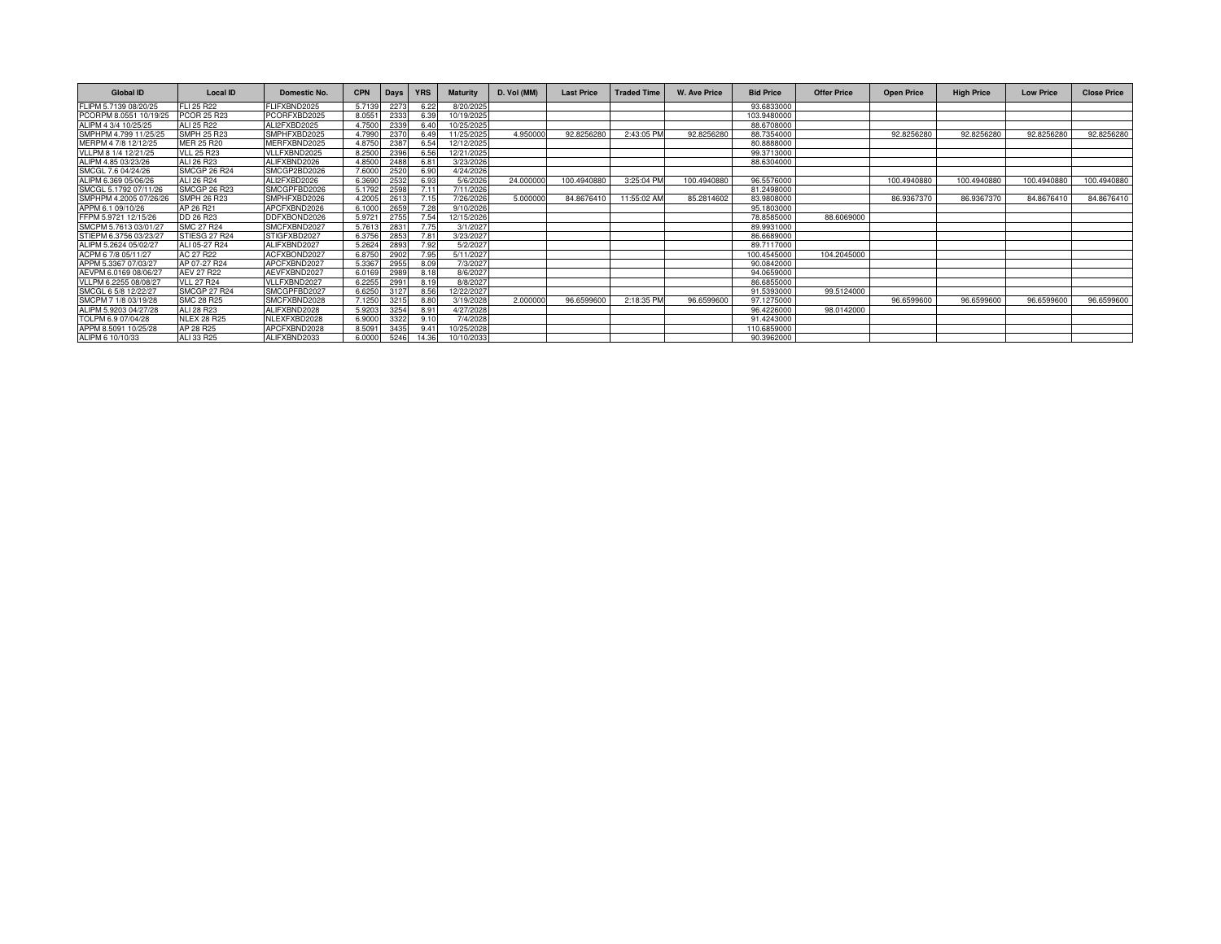| Global ID | Local ID | Domestic No. | CPN | Days | YRS | Maturity | D. Vol (MM) | Last Price | Traded Time | W. Ave Price | Bid Price | Offer Price | Open Price | High Price | Low Price | Close Price |
|---|---|---|---|---|---|---|---|---|---|---|---|---|---|---|---|---|
| FLIPM 5.7139 08/20/25 | FLI 25 R22 | FLIFXBND2025 | 5.7139 | 2273 | 6.22 | 8/20/2025 | | | | | 93.6833000 | | | | | |
| PCORPM 8.0551 10/19/25 | PCOR 25 R23 | PCORFXBD2025 | 8.0551 | 2333 | 6.39 | 10/19/2025 | | | | | 103.9480000 | | | | | |
| ALIPM 4 3/4 10/25/25 | ALI 25 R22 | ALI2FXBD2025 | 4.7500 | 2339 | 6.40 | 10/25/2025 | | | | | 88.6708000 | | | | | |
| SMPHPM 4.799 11/25/25 | SMPH 25 R23 | SMPHFXBD2025 | 4.7990 | 2370 | 6.49 | 11/25/2025 | 4.950000 | 92.8256280 | 2:43:05 PM | 92.8256280 | 88.7354000 | | 92.8256280 | 92.8256280 | 92.8256280 | 92.8256280 |
| MERPM 4 7/8 12/12/25 | MER 25 R20 | MERFXBND2025 | 4.8750 | 2387 | 6.54 | 12/12/2025 | | | | | 80.8888000 | | | | | |
| VLLPM 8 1/4 12/21/25 | VLL 25 R23 | VLLFXBND2025 | 8.2500 | 2396 | 6.56 | 12/21/2025 | | | | | 99.3713000 | | | | | |
| ALIPM 4.85 03/23/26 | ALI 26 R23 | ALIFXBND2026 | 4.8500 | 2488 | 6.81 | 3/23/2026 | | | | | 88.6304000 | | | | | |
| SMCGL 7.6 04/24/26 | SMCGP 26 R24 | SMCGP2BD2026 | 7.6000 | 2520 | 6.90 | 4/24/2026 | | | | | | | | | | |
| ALIPM 6.369 05/06/26 | ALI 26 R24 | ALI2FXBD2026 | 6.3690 | 2532 | 6.93 | 5/6/2026 | 24.000000 | 100.4940880 | 3:25:04 PM | 100.4940880 | 96.5576000 | | 100.4940880 | 100.4940880 | 100.4940880 | 100.4940880 |
| SMCGL 5.1792 07/11/26 | SMCGP 26 R23 | SMCGPFBD2026 | 5.1792 | 2598 | 7.11 | 7/11/2026 | | | | | 81.2498000 | | | | | |
| SMPHPM 4.2005 07/26/26 | SMPH 26 R23 | SMPHFXBD2026 | 4.2005 | 2613 | 7.15 | 7/26/2026 | 5.000000 | 84.8676410 | 11:55:02 AM | 85.2814602 | 83.9808000 | | 86.9367370 | 86.9367370 | 84.8676410 | 84.8676410 |
| APPM 6.1 09/10/26 | AP 26 R21 | APCFXBND2026 | 6.1000 | 2659 | 7.28 | 9/10/2026 | | | | | 95.1803000 | | | | | |
| FFPM 5.9721 12/15/26 | DD 26 R23 | DDFXBOND2026 | 5.9721 | 2755 | 7.54 | 12/15/2026 | | | | | 78.8585000 | 88.6069000 | | | | |
| SMCPM 5.7613 03/01/27 | SMC 27 R24 | SMCFXBND2027 | 5.7613 | 2831 | 7.75 | 3/1/2027 | | | | | 89.9931000 | | | | | |
| STIEPM 6.3756 03/23/27 | STIESG 27 R24 | STIGFXBD2027 | 6.3756 | 2853 | 7.81 | 3/23/2027 | | | | | 86.6689000 | | | | | |
| ALIPM 5.2624 05/02/27 | ALI 05-27 R24 | ALIFXBND2027 | 5.2624 | 2893 | 7.92 | 5/2/2027 | | | | | 89.7117000 | | | | | |
| ACPM 6 7/8 05/11/27 | AC 27 R22 | ACFXBOND2027 | 6.8750 | 2902 | 7.95 | 5/11/2027 | | | | | 100.4545000 | 104.2045000 | | | | |
| APPM 5.3367 07/03/27 | AP 07-27 R24 | APCFXBND2027 | 5.3367 | 2955 | 8.09 | 7/3/2027 | | | | | 90.0842000 | | | | | |
| AEVPM 6.0169 08/06/27 | AEV 27 R22 | AEVFXBND2027 | 6.0169 | 2989 | 8.18 | 8/6/2027 | | | | | 94.0659000 | | | | | |
| VLLPM 6.2255 08/08/27 | VLL 27 R24 | VLLFXBND2027 | 6.2255 | 2991 | 8.19 | 8/8/2027 | | | | | 86.6855000 | | | | | |
| SMCGL 6 5/8 12/22/27 | SMCGP 27 R24 | SMCGPFBD2027 | 6.6250 | 3127 | 8.56 | 12/22/2027 | | | | | 91.5393000 | 99.5124000 | | | | |
| SMCPM 7 1/8 03/19/28 | SMC 28 R25 | SMCFXBND2028 | 7.1250 | 3215 | 8.80 | 3/19/2028 | 2.000000 | 96.6599600 | 2:18:35 PM | 96.6599600 | 97.1275000 | | 96.6599600 | 96.6599600 | 96.6599600 | 96.6599600 |
| ALIPM 5.9203 04/27/28 | ALI 28 R23 | ALIFXBND2028 | 5.9203 | 3254 | 8.91 | 4/27/2028 | | | | | 96.4226000 | 98.0142000 | | | | |
| TOLPM 6.9 07/04/28 | NLEX 28 R25 | NLEXFXBD2028 | 6.9000 | 3322 | 9.10 | 7/4/2028 | | | | | 91.4243000 | | | | | |
| APPM 8.5091 10/25/28 | AP 28 R25 | APCFXBND2028 | 8.5091 | 3435 | 9.41 | 10/25/2028 | | | | | 110.6859000 | | | | | |
| ALIPM 6 10/10/33 | ALI 33 R25 | ALIFXBND2033 | 6.0000 | 5246 | 14.36 | 10/10/2033 | | | | | 90.3962000 | | | | | |